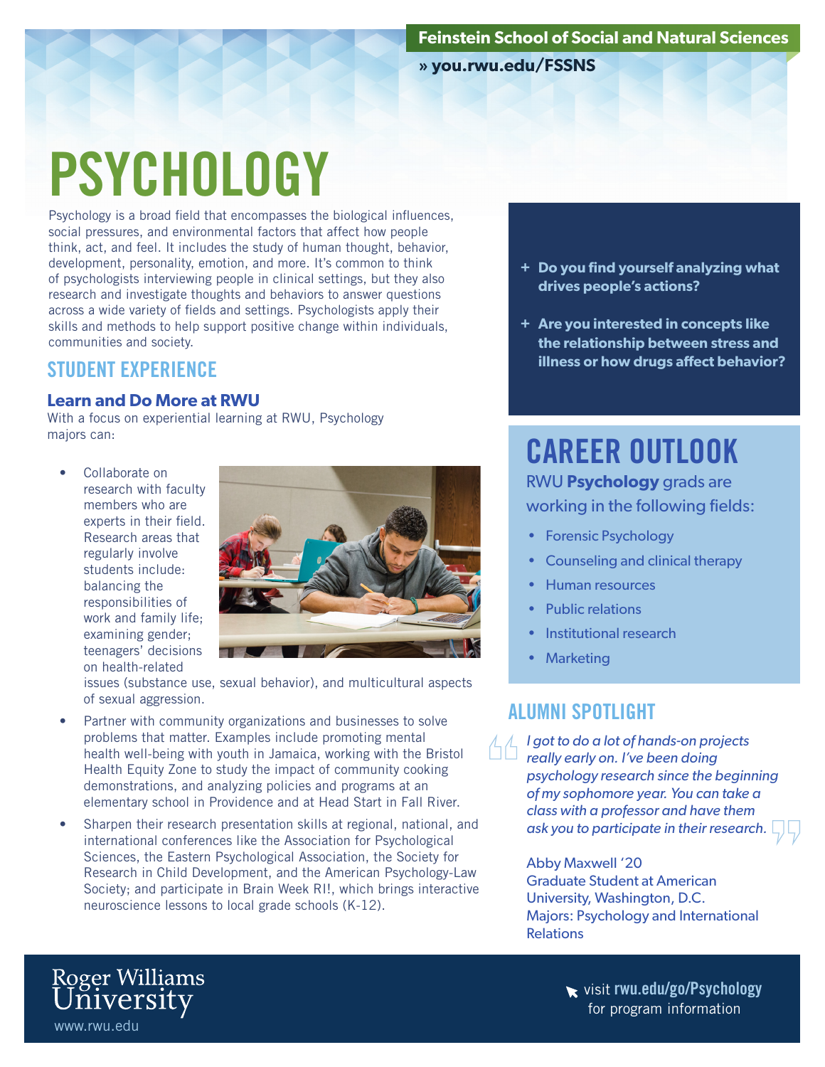Feinstein School of Social and Natural Sciences

» you.rwu.edu/FSSNS

# PSYCHOLOGY

Psychology is a broad field that encompasses the biological influences, social pressures, and environmental factors that affect how people think, act, and feel. It includes the study of human thought, behavior, development, personality, emotion, and more. It's common to think of psychologists interviewing people in clinical settings, but they also research and investigate thoughts and behaviors to answer questions across a wide variety of fields and settings. Psychologists apply their skills and methods to help support positive change within individuals, communities and society.

+ **Do you find yourself analyzing what drives people's actions?**
+ **Are you interested in concepts like the relationship between stress and illness or how drugs affect behavior?**

## STUDENT EXPERIENCE

### Learn and Do More at RWU

With a focus on experiential learning at RWU, Psychology majors can:

- Collaborate on research with faculty members who are experts in their field. Research areas that regularly involve students include: balancing the responsibilities of work and family life; examining gender; teenagers' decisions on health-related issues (substance use, sexual behavior), and multicultural aspects of sexual aggression.
- Partner with community organizations and businesses to solve problems that matter. Examples include promoting mental health well-being with youth in Jamaica, working with the Bristol Health Equity Zone to study the impact of community cooking demonstrations, and analyzing policies and programs at an elementary school in Providence and at Head Start in Fall River.
- Sharpen their research presentation skills at regional, national, and international conferences like the Association for Psychological Sciences, the Eastern Psychological Association, the Society for Research in Child Development, and the American Psychology-Law Society; and participate in Brain Week RI!, which brings interactive neuroscience lessons to local grade schools (K-12).

## CAREER OUTLOOK

RWU **Psychology** grads are working in the following fields:

- Forensic Psychology
- Counseling and clinical therapy
- Human resources
- Public relations
- Institutional research
- Marketing

## ALUMNI SPOTLIGHT

*I got to do a lot of hands-on projects really early on. I've been doing psychology research since the beginning of my sophomore year. You can take a class with a professor and have them ask you to participate in their research.*

Abby Maxwell '20
Graduate Student at American University, Washington, D.C.
Majors: Psychology and International Relations

Roger Williams University
www.rwu.edu

visit **rwu.edu/go/Psychology** for program information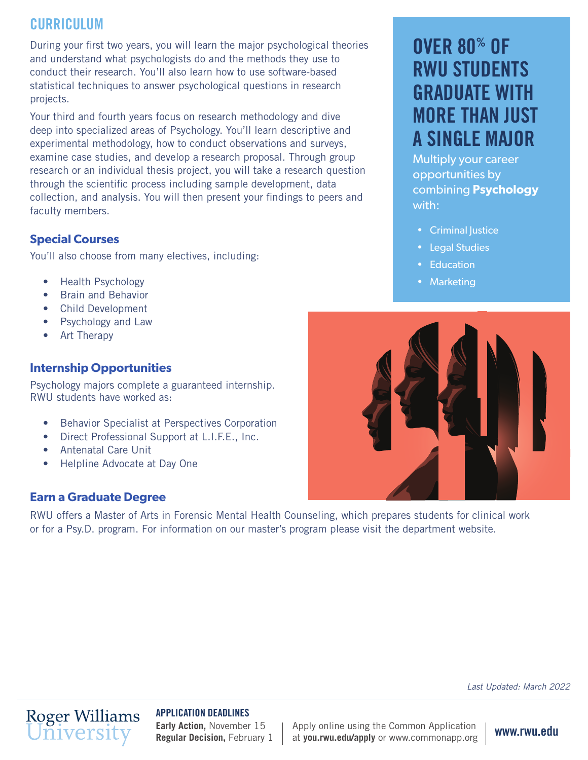## CURRICULUM

During your first two years, you will learn the major psychological theories and understand what psychologists do and the methods they use to conduct their research. You'll also learn how to use software-based statistical techniques to answer psychological questions in research projects.

Your third and fourth years focus on research methodology and dive deep into specialized areas of Psychology. You'll learn descriptive and experimental methodology, how to conduct observations and surveys, examine case studies, and develop a research proposal. Through group research or an individual thesis project, you will take a research question through the scientific process including sample development, data collection, and analysis. You will then present your findings to peers and faculty members.

### Special Courses

You'll also choose from many electives, including:

- Health Psychology
- Brain and Behavior
- Child Development
- Psychology and Law
- Art Therapy

### Internship Opportunities

Psychology majors complete a guaranteed internship. RWU students have worked as:

- Behavior Specialist at Perspectives Corporation
- Direct Professional Support at L.I.F.E., Inc.
- Antenatal Care Unit
- Helpline Advocate at Day One

### Earn a Graduate Degree

RWU offers a Master of Arts in Forensic Mental Health Counseling, which prepares students for clinical work or for a Psy.D. program. For information on our master's program please visit the department website.

## OVER 80% OF RWU STUDENTS GRADUATE WITH MORE THAN JUST A SINGLE MAJOR

Multiply your career opportunities by combining **Psychology** with:

- Criminal Justice
- Legal Studies
- Education
- Marketing

*Last Updated: March 2022*

Roger Williams University

**APPLICATION DEADLINES**

**Early Action,** November 15
**Regular Decision,** February 1

Apply online using the Common Application at **you.rwu.edu/apply** or www.commonapp.org

**www.rwu.edu**